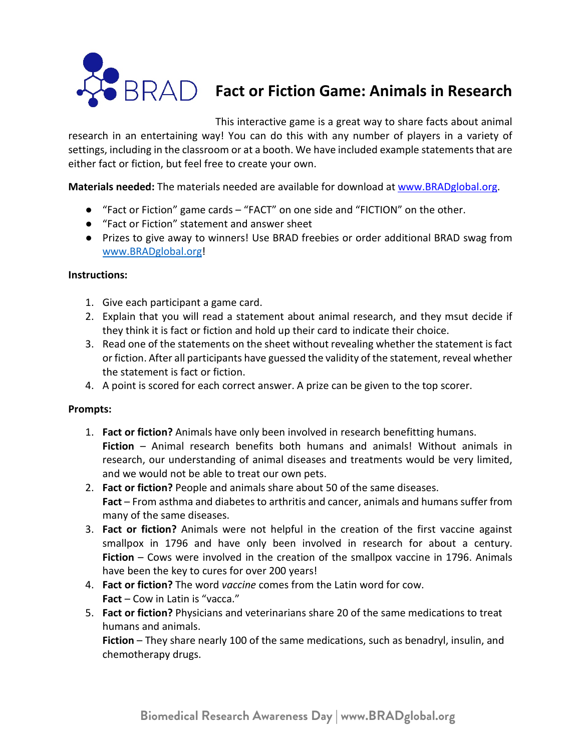# Fact or Fiction Game: Animals in Research

This interactive game is a great way to share facts about animal research in an entertaining way! You can do this with any number of players in a variety of settings, including in the classroom or at a booth. We have included example statements that are either fact or fiction, but feel free to create your own.

**Materials needed:** The materials needed are available for download at www.BRADglobal.org.

- "Fact or Fiction" game cards – "FACT" on one side and "FICTION" on the other.
- "Fact or Fiction" statement and answer sheet
- Prizes to give away to winners! Use BRAD freebies or order additional BRAD swag from www.BRADglobal.org!

**Instructions:**

1. Give each participant a game card.
2. Explain that you will read a statement about animal research, and they msut decide if they think it is fact or fiction and hold up their card to indicate their choice.
3. Read one of the statements on the sheet without revealing whether the statement is fact or fiction. After all participants have guessed the validity of the statement, reveal whether the statement is fact or fiction.
4. A point is scored for each correct answer. A prize can be given to the top scorer.

**Prompts:**

1. **Fact or fiction?** Animals have only been involved in research benefitting humans.
   **Fiction** – Animal research benefits both humans and animals! Without animals in research, our understanding of animal diseases and treatments would be very limited, and we would not be able to treat our own pets.
2. **Fact or fiction?** People and animals share about 50 of the same diseases.
   **Fact** – From asthma and diabetes to arthritis and cancer, animals and humans suffer from many of the same diseases.
3. **Fact or fiction?** Animals were not helpful in the creation of the first vaccine against smallpox in 1796 and have only been involved in research for about a century.
   **Fiction** – Cows were involved in the creation of the smallpox vaccine in 1796. Animals have been the key to cures for over 200 years!
4. **Fact or fiction?** The word *vaccine* comes from the Latin word for cow.
   **Fact** – Cow in Latin is "vacca."
5. **Fact or fiction?** Physicians and veterinarians share 20 of the same medications to treat humans and animals.
   **Fiction** – They share nearly 100 of the same medications, such as benadryl, insulin, and chemotherapy drugs.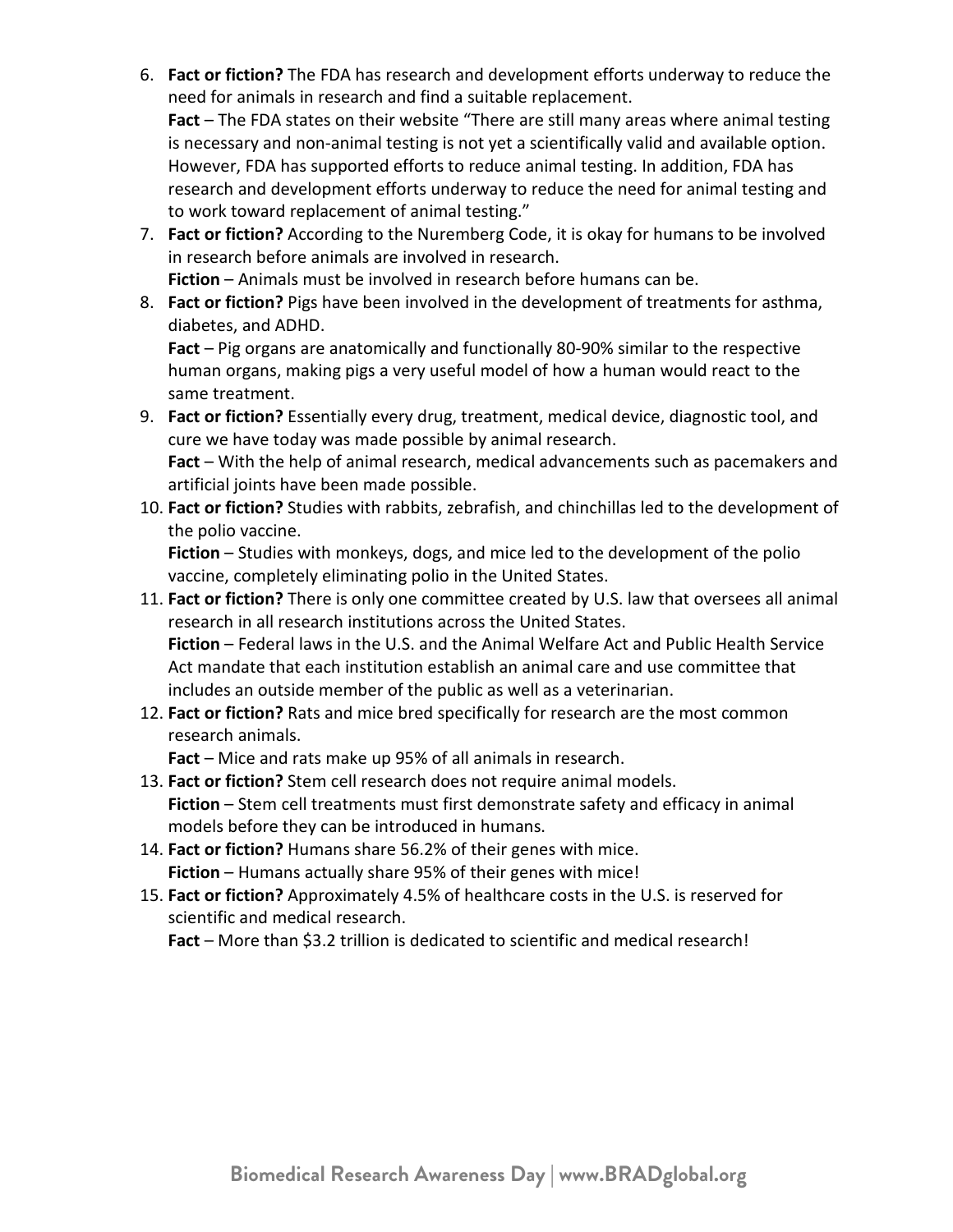6. **Fact or fiction?** The FDA has research and development efforts underway to reduce the need for animals in research and find a suitable replacement.
   **Fact** – The FDA states on their website "There are still many areas where animal testing is necessary and non-animal testing is not yet a scientifically valid and available option. However, FDA has supported efforts to reduce animal testing. In addition, FDA has research and development efforts underway to reduce the need for animal testing and to work toward replacement of animal testing."
7. **Fact or fiction?** According to the Nuremberg Code, it is okay for humans to be involved in research before animals are involved in research.
   **Fiction** – Animals must be involved in research before humans can be.
8. **Fact or fiction?** Pigs have been involved in the development of treatments for asthma, diabetes, and ADHD.
   **Fact** – Pig organs are anatomically and functionally 80-90% similar to the respective human organs, making pigs a very useful model of how a human would react to the same treatment.
9. **Fact or fiction?** Essentially every drug, treatment, medical device, diagnostic tool, and cure we have today was made possible by animal research.
   **Fact** – With the help of animal research, medical advancements such as pacemakers and artificial joints have been made possible.
10. **Fact or fiction?** Studies with rabbits, zebrafish, and chinchillas led to the development of the polio vaccine.
    **Fiction** – Studies with monkeys, dogs, and mice led to the development of the polio vaccine, completely eliminating polio in the United States.
11. **Fact or fiction?** There is only one committee created by U.S. law that oversees all animal research in all research institutions across the United States.
    **Fiction** – Federal laws in the U.S. and the Animal Welfare Act and Public Health Service Act mandate that each institution establish an animal care and use committee that includes an outside member of the public as well as a veterinarian.
12. **Fact or fiction?** Rats and mice bred specifically for research are the most common research animals.
    **Fact** – Mice and rats make up 95% of all animals in research.
13. **Fact or fiction?** Stem cell research does not require animal models.
    **Fiction** – Stem cell treatments must first demonstrate safety and efficacy in animal models before they can be introduced in humans.
14. **Fact or fiction?** Humans share 56.2% of their genes with mice.
    **Fiction** – Humans actually share 95% of their genes with mice!
15. **Fact or fiction?** Approximately 4.5% of healthcare costs in the U.S. is reserved for scientific and medical research.
    **Fact** – More than $3.2 trillion is dedicated to scientific and medical research!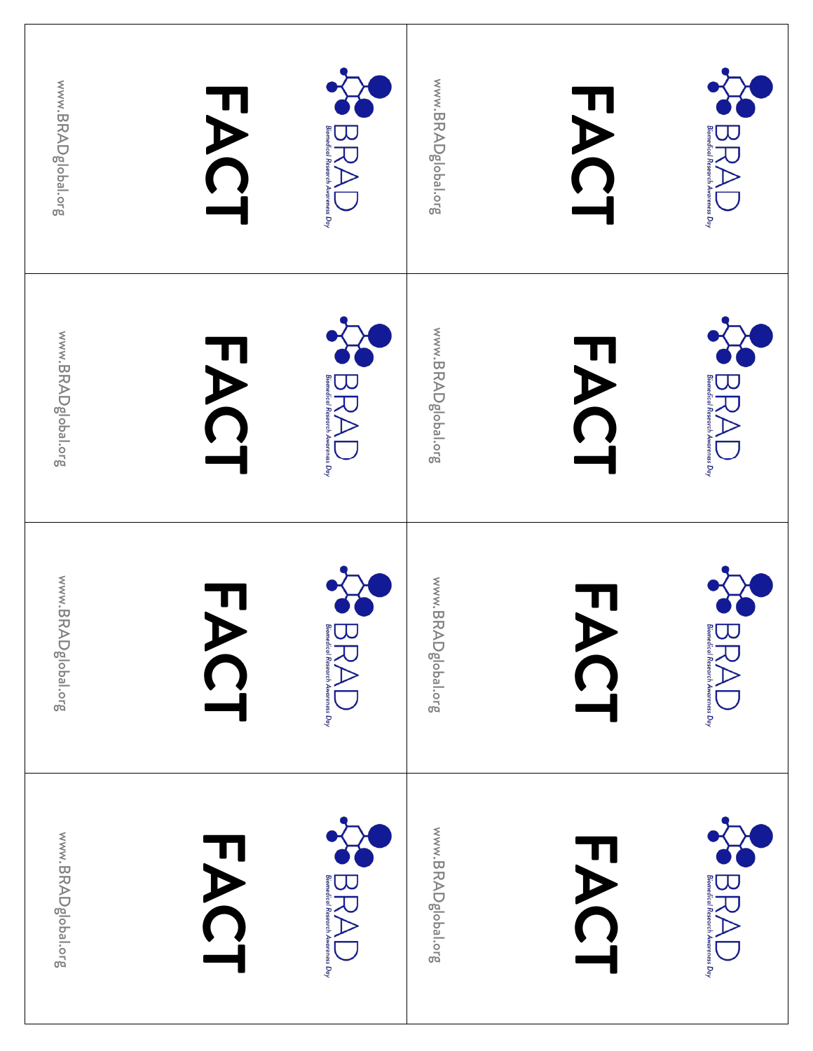BRAD
Biomedical Research Awareness Day

FACT

www.BRADglobal.org

BRAD
Biomedical Research Awareness Day

FACT

www.BRADglobal.org

BRAD
Biomedical Research Awareness Day

FACT

www.BRADglobal.org

BRAD
Biomedical Research Awareness Day

FACT

www.BRADglobal.org

BRAD
Biomedical Research Awareness Day

FACT

www.BRADglobal.org

BRAD
Biomedical Research Awareness Day

FACT

www.BRADglobal.org

BRAD
Biomedical Research Awareness Day

FACT

www.BRADglobal.org

BRAD
Biomedical Research Awareness Day

FACT

www.BRADglobal.org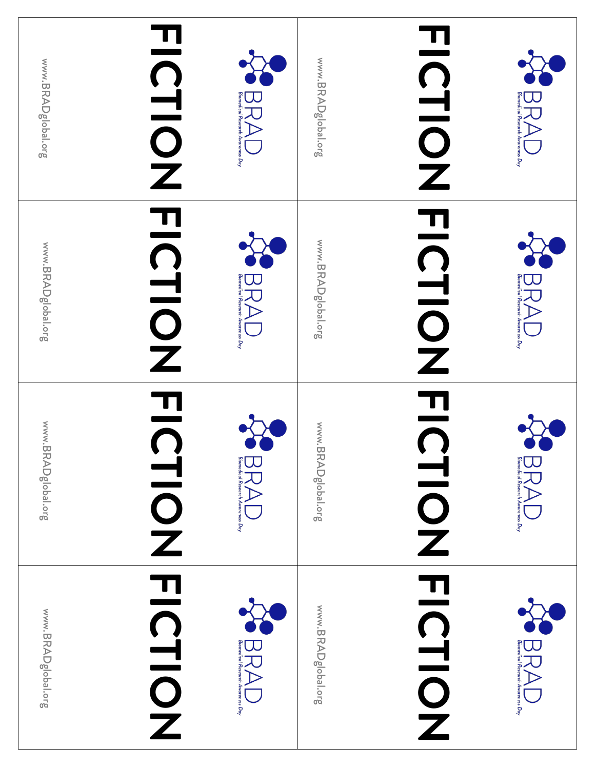BRAD

Biomedical Research Awareness Day

# FICTION

www.BRADglobal.org

BRAD

Biomedical Research Awareness Day

# FICTION

www.BRADglobal.org

BRAD

Biomedical Research Awareness Day

# FICTION

www.BRADglobal.org

BRAD

Biomedical Research Awareness Day

# FICTION

www.BRADglobal.org

BRAD

Biomedical Research Awareness Day

# FICTION

www.BRADglobal.org

BRAD

Biomedical Research Awareness Day

# FICTION

www.BRADglobal.org

BRAD

Biomedical Research Awareness Day

# FICTION

www.BRADglobal.org

BRAD

Biomedical Research Awareness Day

# FICTION

www.BRADglobal.org